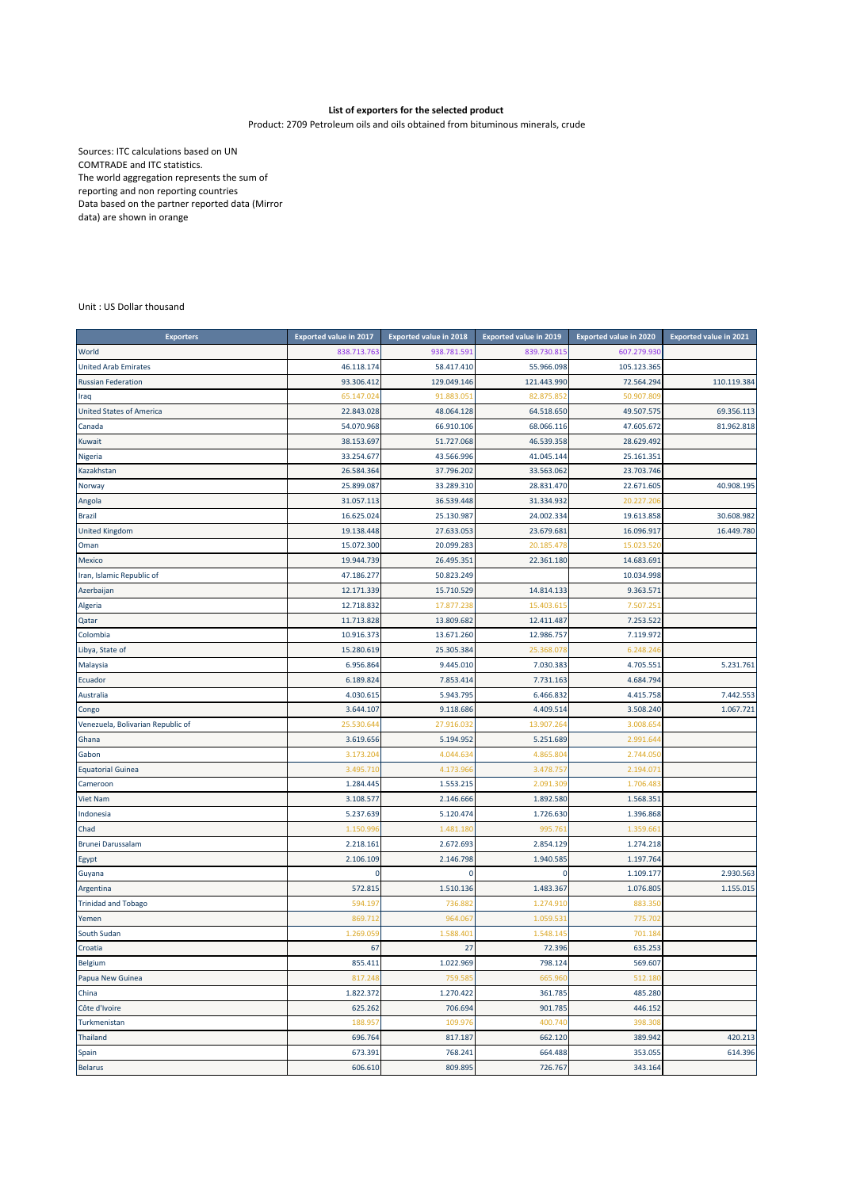**List of exporters for the selected product**

Product: 2709 Petroleum oils and oils obtained from bituminous minerals, crude

Sources: ITC calculations based on UN COMTRADE and ITC statistics.
The world aggregation represents the sum of reporting and non reporting countries
Data based on the partner reported data (Mirror data) are shown in orange

Unit : US Dollar thousand

| Exporters | Exported value in 2017 | Exported value in 2018 | Exported value in 2019 | Exported value in 2020 | Exported value in 2021 |
|---|---|---|---|---|---|
| World | 838.713.763 | 938.781.591 | 839.730.815 | 607.279.930 | |
| United Arab Emirates | 46.118.174 | 58.417.410 | 55.966.098 | 105.123.365 | |
| Russian Federation | 93.306.412 | 129.049.146 | 121.443.990 | 72.564.294 | 110.119.384 |
| Iraq | 65.147.024 | 91.883.051 | 82.875.852 | 50.907.809 | |
| United States of America | 22.843.028 | 48.064.128 | 64.518.650 | 49.507.575 | 69.356.113 |
| Canada | 54.070.968 | 66.910.106 | 68.066.116 | 47.605.672 | 81.962.818 |
| Kuwait | 38.153.697 | 51.727.068 | 46.539.358 | 28.629.492 | |
| Nigeria | 33.254.677 | 43.566.996 | 41.045.144 | 25.161.351 | |
| Kazakhstan | 26.584.364 | 37.796.202 | 33.563.062 | 23.703.746 | |
| Norway | 25.899.087 | 33.289.310 | 28.831.470 | 22.671.605 | 40.908.195 |
| Angola | 31.057.113 | 36.539.448 | 31.334.932 | 20.227.206 | |
| Brazil | 16.625.024 | 25.130.987 | 24.002.334 | 19.613.858 | 30.608.982 |
| United Kingdom | 19.138.448 | 27.633.053 | 23.679.681 | 16.096.917 | 16.449.780 |
| Oman | 15.072.300 | 20.099.283 | 20.185.478 | 15.023.520 | |
| Mexico | 19.944.739 | 26.495.351 | 22.361.180 | 14.683.691 | |
| Iran, Islamic Republic of | 47.186.277 | 50.823.249 | | 10.034.998 | |
| Azerbaijan | 12.171.339 | 15.710.529 | 14.814.133 | 9.363.571 | |
| Algeria | 12.718.832 | 17.877.238 | 15.403.615 | 7.507.251 | |
| Qatar | 11.713.828 | 13.809.682 | 12.411.487 | 7.253.522 | |
| Colombia | 10.916.373 | 13.671.260 | 12.986.757 | 7.119.972 | |
| Libya, State of | 15.280.619 | 25.305.384 | 25.368.078 | 6.248.246 | |
| Malaysia | 6.956.864 | 9.445.010 | 7.030.383 | 4.705.551 | 5.231.761 |
| Ecuador | 6.189.824 | 7.853.414 | 7.731.163 | 4.684.794 | |
| Australia | 4.030.615 | 5.943.795 | 6.466.832 | 4.415.758 | 7.442.553 |
| Congo | 3.644.107 | 9.118.686 | 4.409.514 | 3.508.240 | 1.067.721 |
| Venezuela, Bolivarian Republic of | 25.530.644 | 27.916.032 | 13.907.264 | 3.008.654 | |
| Ghana | 3.619.656 | 5.194.952 | 5.251.689 | 2.991.644 | |
| Gabon | 3.173.204 | 4.044.634 | 4.865.804 | 2.744.050 | |
| Equatorial Guinea | 3.495.710 | 4.173.966 | 3.478.757 | 2.194.071 | |
| Cameroon | 1.284.445 | 1.553.215 | 2.091.309 | 1.706.483 | |
| Viet Nam | 3.108.577 | 2.146.666 | 1.892.580 | 1.568.351 | |
| Indonesia | 5.237.639 | 5.120.474 | 1.726.630 | 1.396.868 | |
| Chad | 1.150.996 | 1.481.180 | 995.761 | 1.359.661 | |
| Brunei Darussalam | 2.218.161 | 2.672.693 | 2.854.129 | 1.274.218 | |
| Egypt | 2.106.109 | 2.146.798 | 1.940.585 | 1.197.764 | |
| Guyana | 0 | 0 | 0 | 1.109.177 | 2.930.563 |
| Argentina | 572.815 | 1.510.136 | 1.483.367 | 1.076.805 | 1.155.015 |
| Trinidad and Tobago | 594.197 | 736.882 | 1.274.910 | 883.350 | |
| Yemen | 869.712 | 964.067 | 1.059.531 | 775.702 | |
| South Sudan | 1.269.059 | 1.588.401 | 1.548.145 | 701.184 | |
| Croatia | 67 | 27 | 72.396 | 635.253 | |
| Belgium | 855.411 | 1.022.969 | 798.124 | 569.607 | |
| Papua New Guinea | 817.248 | 759.585 | 665.960 | 512.180 | |
| China | 1.822.372 | 1.270.422 | 361.785 | 485.280 | |
| Côte d'Ivoire | 625.262 | 706.694 | 901.785 | 446.152 | |
| Turkmenistan | 188.957 | 109.976 | 400.740 | 398.308 | |
| Thailand | 696.764 | 817.187 | 662.120 | 389.942 | 420.213 |
| Spain | 673.391 | 768.241 | 664.488 | 353.055 | 614.396 |
| Belarus | 606.610 | 809.895 | 726.767 | 343.164 | |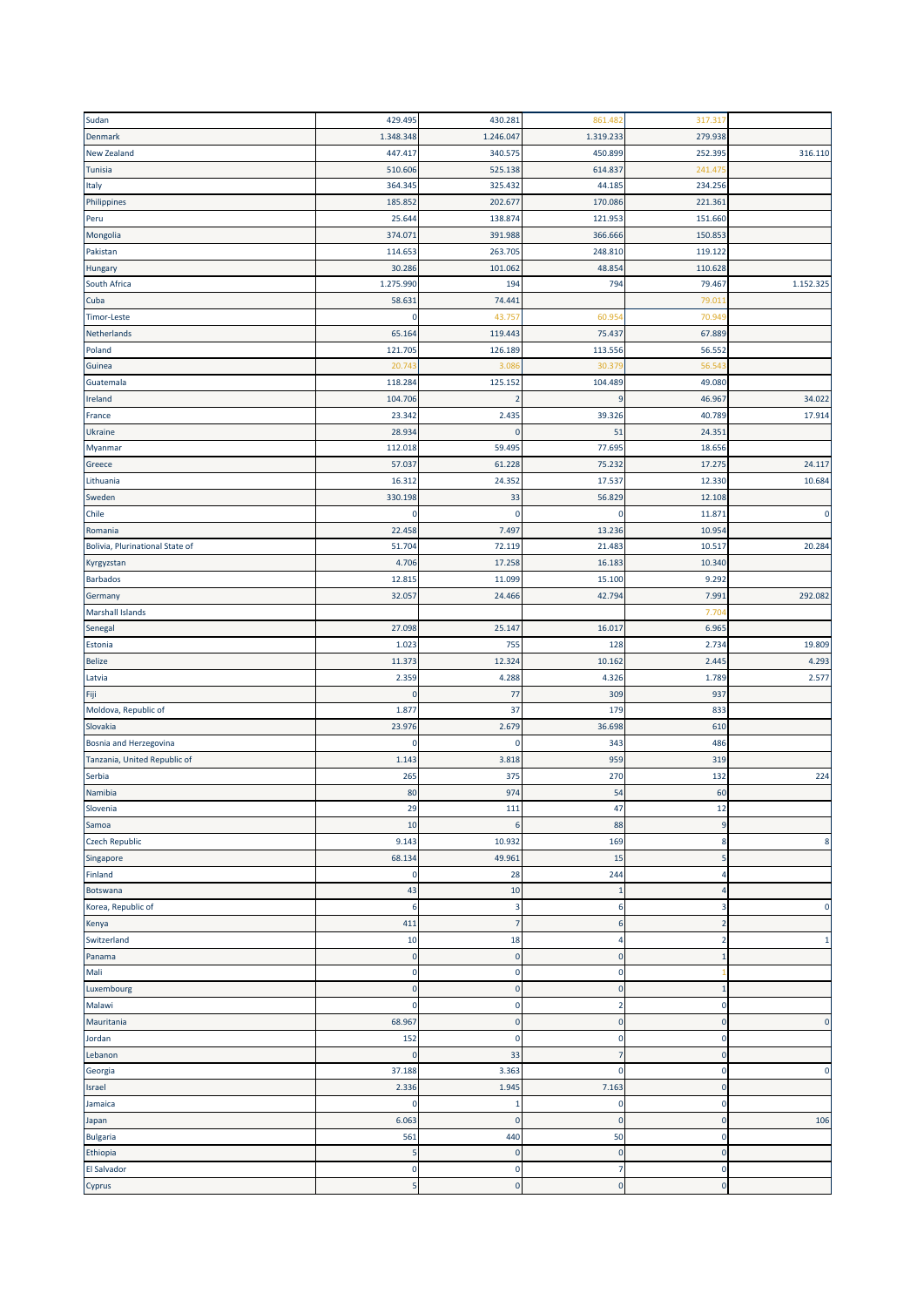| | | | | | |
|---|---|---|---|---|---|
| Sudan | 429.495 | 430.281 | 861.482 | 317.317 | |
| Denmark | 1.348.348 | 1.246.047 | 1.319.233 | 279.938 | |
| New Zealand | 447.417 | 340.575 | 450.899 | 252.395 | 316.110 |
| Tunisia | 510.606 | 525.138 | 614.837 | 241.475 | |
| Italy | 364.345 | 325.432 | 44.185 | 234.256 | |
| Philippines | 185.852 | 202.677 | 170.086 | 221.361 | |
| Peru | 25.644 | 138.874 | 121.953 | 151.660 | |
| Mongolia | 374.071 | 391.988 | 366.666 | 150.853 | |
| Pakistan | 114.653 | 263.705 | 248.810 | 119.122 | |
| Hungary | 30.286 | 101.062 | 48.854 | 110.628 | |
| South Africa | 1.275.990 | 194 | 794 | 79.467 | 1.152.325 |
| Cuba | 58.631 | 74.441 | | 79.011 | |
| Timor-Leste | 0 | 43.757 | 60.954 | 70.949 | |
| Netherlands | 65.164 | 119.443 | 75.437 | 67.889 | |
| Poland | 121.705 | 126.189 | 113.556 | 56.552 | |
| Guinea | 20.743 | 3.086 | 30.379 | 56.543 | |
| Guatemala | 118.284 | 125.152 | 104.489 | 49.080 | |
| Ireland | 104.706 | 2 | 9 | 46.967 | 34.022 |
| France | 23.342 | 2.435 | 39.326 | 40.789 | 17.914 |
| Ukraine | 28.934 | 0 | 51 | 24.351 | |
| Myanmar | 112.018 | 59.495 | 77.695 | 18.656 | |
| Greece | 57.037 | 61.228 | 75.232 | 17.275 | 24.117 |
| Lithuania | 16.312 | 24.352 | 17.537 | 12.330 | 10.684 |
| Sweden | 330.198 | 33 | 56.829 | 12.108 | |
| Chile | 0 | 0 | 0 | 11.871 | 0 |
| Romania | 22.458 | 7.497 | 13.236 | 10.954 | |
| Bolivia, Plurinational State of | 51.704 | 72.119 | 21.483 | 10.517 | 20.284 |
| Kyrgyzstan | 4.706 | 17.258 | 16.183 | 10.340 | |
| Barbados | 12.815 | 11.099 | 15.100 | 9.292 | |
| Germany | 32.057 | 24.466 | 42.794 | 7.991 | 292.082 |
| Marshall Islands | | | | 7.704 | |
| Senegal | 27.098 | 25.147 | 16.017 | 6.965 | |
| Estonia | 1.023 | 755 | 128 | 2.734 | 19.809 |
| Belize | 11.373 | 12.324 | 10.162 | 2.445 | 4.293 |
| Latvia | 2.359 | 4.288 | 4.326 | 1.789 | 2.577 |
| Fiji | 0 | 77 | 309 | 937 | |
| Moldova, Republic of | 1.877 | 37 | 179 | 833 | |
| Slovakia | 23.976 | 2.679 | 36.698 | 610 | |
| Bosnia and Herzegovina | 0 | 0 | 343 | 486 | |
| Tanzania, United Republic of | 1.143 | 3.818 | 959 | 319 | |
| Serbia | 265 | 375 | 270 | 132 | 224 |
| Namibia | 80 | 974 | 54 | 60 | |
| Slovenia | 29 | 111 | 47 | 12 | |
| Samoa | 10 | 6 | 88 | 9 | |
| Czech Republic | 9.143 | 10.932 | 169 | 8 | 8 |
| Singapore | 68.134 | 49.961 | 15 | 5 | |
| Finland | 0 | 28 | 244 | 4 | |
| Botswana | 43 | 10 | 1 | 4 | |
| Korea, Republic of | 6 | 3 | 6 | 3 | 0 |
| Kenya | 411 | 7 | 6 | 2 | |
| Switzerland | 10 | 18 | 4 | 2 | 1 |
| Panama | 0 | 0 | 0 | 1 | |
| Mali | 0 | 0 | 0 | 1 | |
| Luxembourg | 0 | 0 | 0 | 1 | |
| Malawi | 0 | 0 | 2 | 0 | |
| Mauritania | 68.967 | 0 | 0 | 0 | 0 |
| Jordan | 152 | 0 | 0 | 0 | |
| Lebanon | 0 | 33 | 7 | 0 | |
| Georgia | 37.188 | 3.363 | 0 | 0 | 0 |
| Israel | 2.336 | 1.945 | 7.163 | 0 | |
| Jamaica | 0 | 1 | 0 | 0 | |
| Japan | 6.063 | 0 | 0 | 0 | 106 |
| Bulgaria | 561 | 440 | 50 | 0 | |
| Ethiopia | 5 | 0 | 0 | 0 | |
| El Salvador | 0 | 0 | 7 | 0 | |
| Cyprus | 5 | 0 | 0 | 0 | |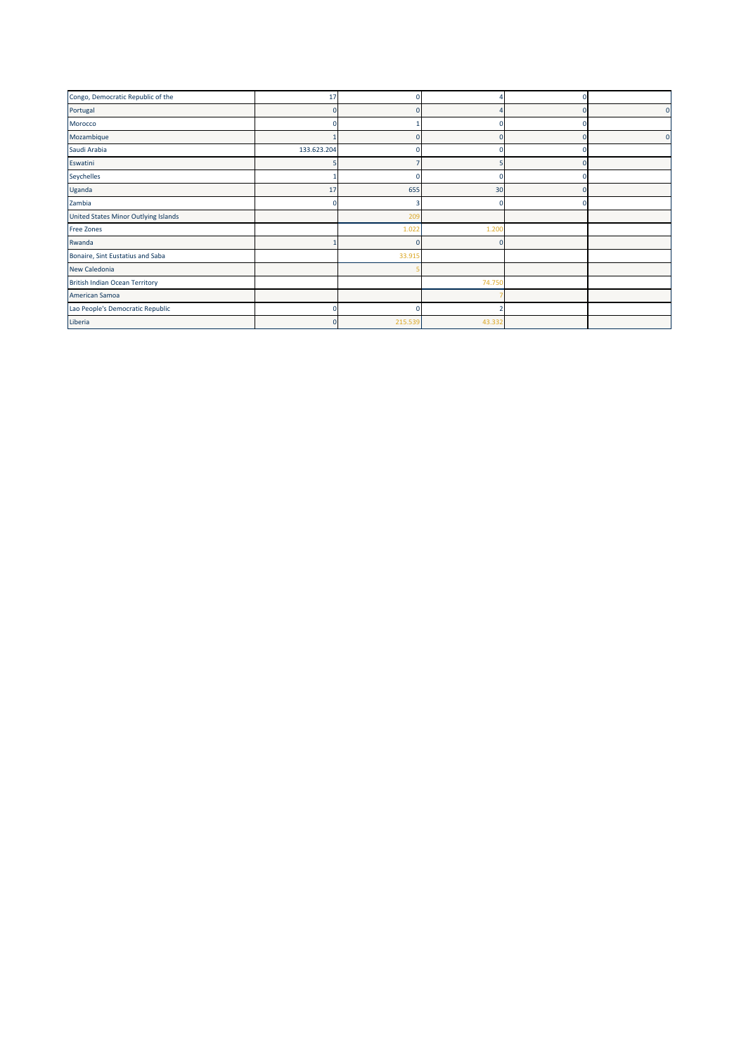| | | | | | |
|---|---|---|---|---|---|
| Congo, Democratic Republic of the | 17 | 0 | 4 | 0 | |
| Portugal | 0 | 0 | 4 | 0 | 0 |
| Morocco | 0 | 1 | 0 | 0 | |
| Mozambique | 1 | 0 | 0 | 0 | 0 |
| Saudi Arabia | 133.623.204 | 0 | 0 | 0 | |
| Eswatini | 5 | 7 | 5 | 0 | |
| Seychelles | 1 | 0 | 0 | 0 | |
| Uganda | 17 | 655 | 30 | 0 | |
| Zambia | 0 | 3 | 0 | 0 | |
| United States Minor Outlying Islands | | 209 | | | |
| Free Zones | | 1.022 | 1.200 | | |
| Rwanda | 1 | 0 | 0 | | |
| Bonaire, Sint Eustatius and Saba | | 33.915 | | | |
| New Caledonia | | 5 | | | |
| British Indian Ocean Territory | | | 74.750 | | |
| American Samoa | | | 7 | | |
| Lao People's Democratic Republic | 0 | 0 | 2 | | |
| Liberia | 0 | 215.539 | 43.332 | | |